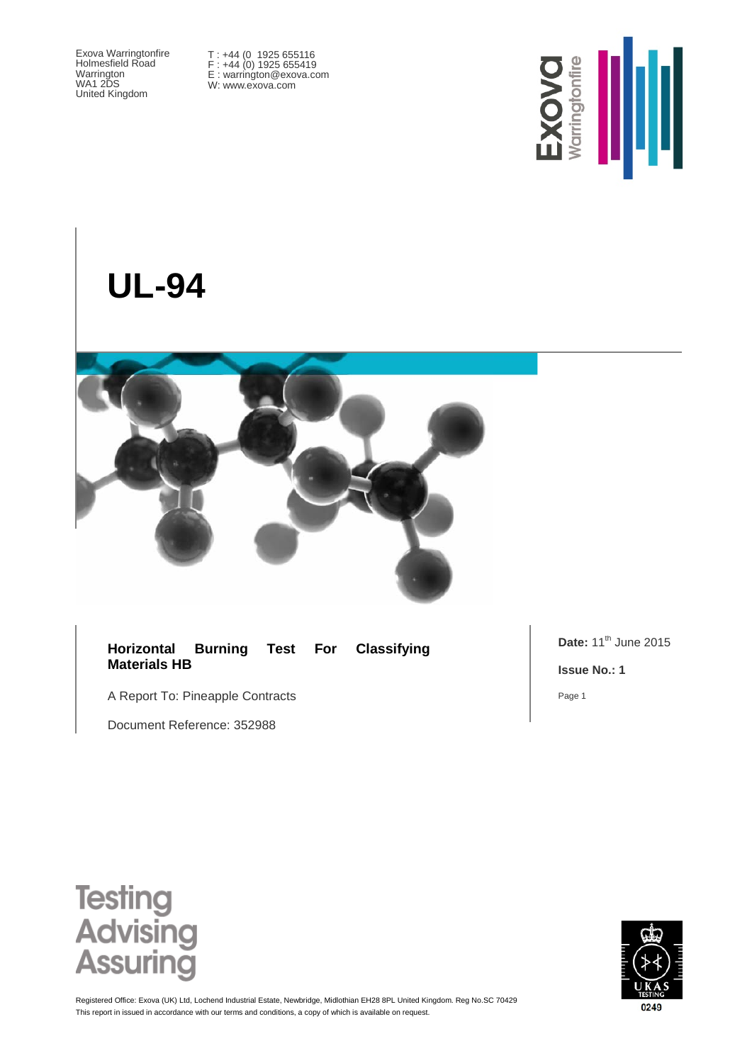Exova Warringtonfire
Holmesfield Road
Warrington
WA1 2DS
United Kingdom

T : +44 (0 1925 655116
F : +44 (0) 1925 655419
E : warrington@exova.com
W: www.exova.com

# UL-94

**Horizontal Burning Test For Classifying Materials HB**

A Report To: Pineapple Contracts

Document Reference: 352988

**Date:** 11th June 2015

**Issue No.: 1**

Testing
Advising
Assuring

Registered Office: Exova (UK) Ltd, Lochend Industrial Estate, Newbridge, Midlothian EH28 8PL United Kingdom. Reg No.SC 70429
This report in issued in accordance with our terms and conditions, a copy of which is available on request.

UKAS TESTING 0249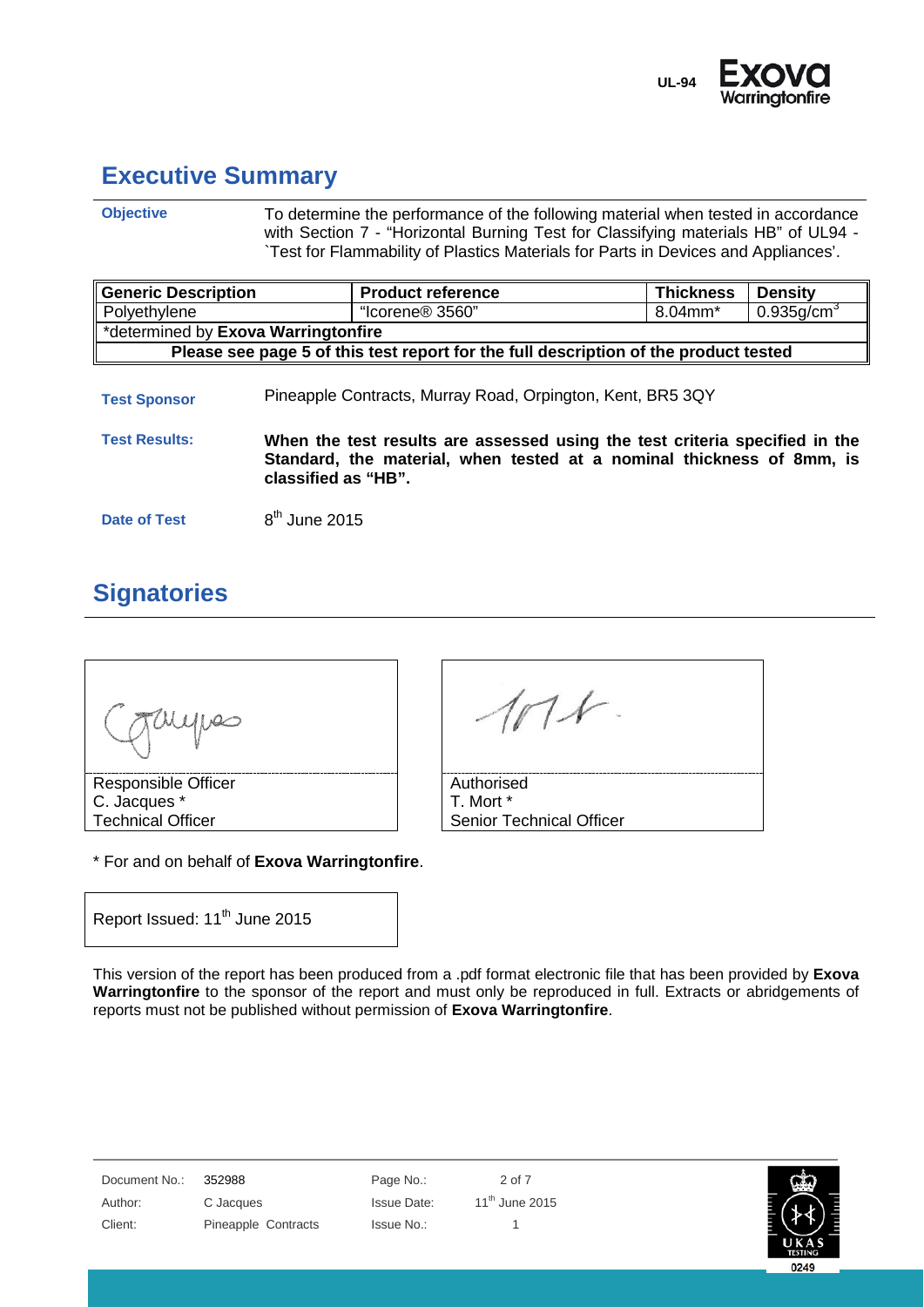## Executive Summary

**Objective**

To determine the performance of the following material when tested in accordance with Section 7 - "Horizontal Burning Test for Classifying materials HB" of UL94 - `Test for Flammability of Plastics Materials for Parts in Devices and Appliances'.

| Generic Description | Product reference | Thickness | Density |
|---|---|---|---|
| Polyethylene | "Icorene® 3560" | 8.04mm* | 0.935g/cm$^3$ |
| *determined by **Exova Warringtonfire** | | | |
| **Please see page 5 of this test report for the full description of the product tested** | | | |

**Test Sponsor**

Pineapple Contracts, Murray Road, Orpington, Kent, BR5 3QY

**Test Results:**

**When the test results are assessed using the test criteria specified in the Standard, the material, when tested at a nominal thickness of 8mm, is classified as "HB".**

**Date of Test**

8th June 2015

## Signatories

| Responsible Officer<br>C. Jacques *<br>Technical Officer | Authorised<br>T. Mort *<br>Senior Technical Officer |
|---|---|

* For and on behalf of **Exova Warringtonfire**.

Report Issued: 11th June 2015

This version of the report has been produced from a .pdf format electronic file that has been provided by **Exova Warringtonfire** to the sponsor of the report and must only be reproduced in full. Extracts or abridgements of reports must not be published without permission of **Exova Warringtonfire**.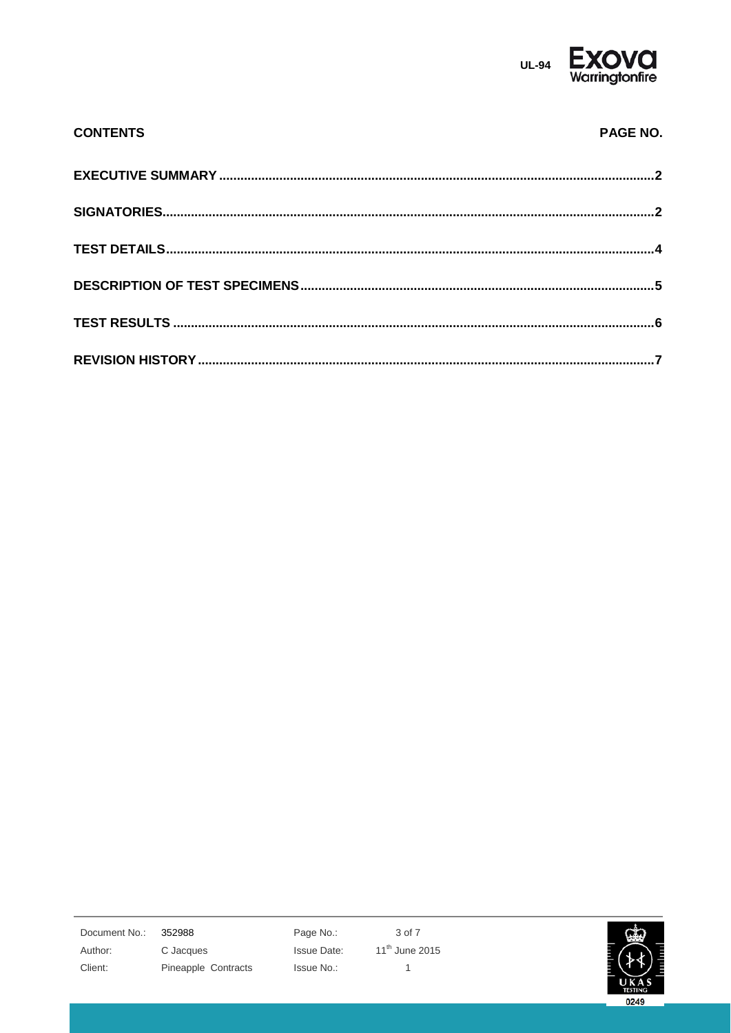**CONTENTS** **PAGE NO.**

| | |
|---|---|
| **EXECUTIVE SUMMARY** | **2** |
| **SIGNATORIES** | **2** |
| **TEST DETAILS** | **4** |
| **DESCRIPTION OF TEST SPECIMENS** | **5** |
| **TEST RESULTS** | **6** |
| **REVISION HISTORY** | **7** |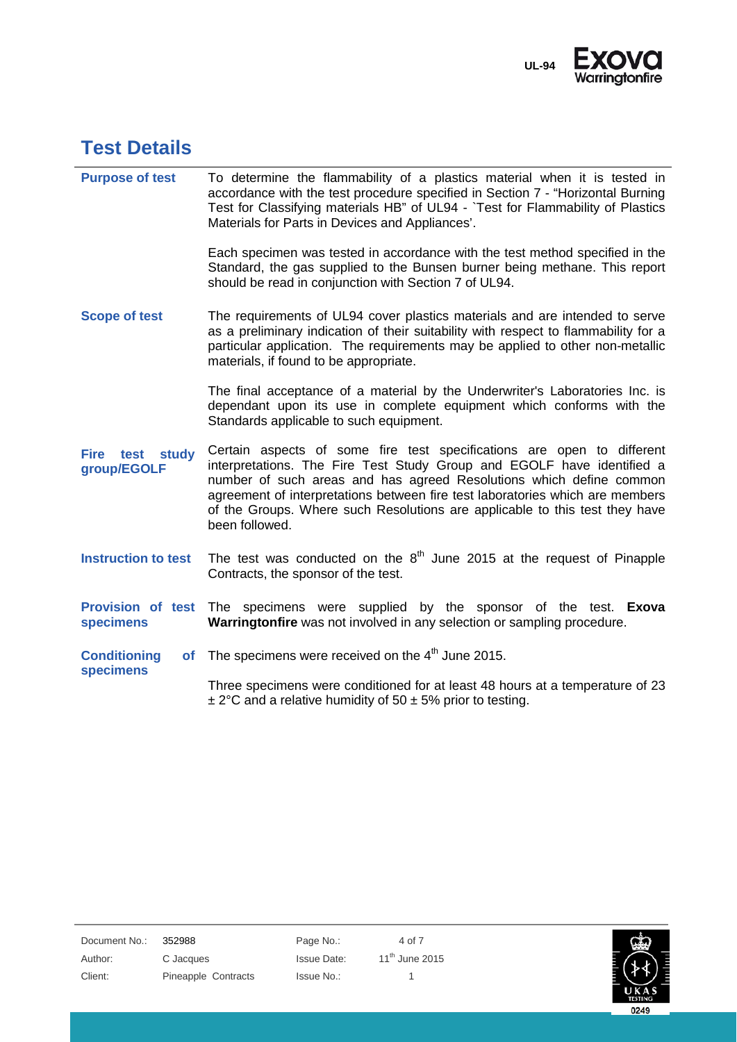# Test Details

**Purpose of test**

To determine the flammability of a plastics material when it is tested in accordance with the test procedure specified in Section 7 - "Horizontal Burning Test for Classifying materials HB" of UL94 - `Test for Flammability of Plastics Materials for Parts in Devices and Appliances'.

Each specimen was tested in accordance with the test method specified in the Standard, the gas supplied to the Bunsen burner being methane. This report should be read in conjunction with Section 7 of UL94.

**Scope of test**

The requirements of UL94 cover plastics materials and are intended to serve as a preliminary indication of their suitability with respect to flammability for a particular application. The requirements may be applied to other non-metallic materials, if found to be appropriate.

The final acceptance of a material by the Underwriter's Laboratories Inc. is dependant upon its use in complete equipment which conforms with the Standards applicable to such equipment.

**Fire test study group/EGOLF**

Certain aspects of some fire test specifications are open to different interpretations. The Fire Test Study Group and EGOLF have identified a number of such areas and has agreed Resolutions which define common agreement of interpretations between fire test laboratories which are members of the Groups. Where such Resolutions are applicable to this test they have been followed.

**Instruction to test**

The test was conducted on the 8th June 2015 at the request of Pinapple Contracts, the sponsor of the test.

**Provision of test specimens**

The specimens were supplied by the sponsor of the test. **Exova Warringtonfire** was not involved in any selection or sampling procedure.

**Conditioning of specimens**

The specimens were received on the 4th June 2015.

Three specimens were conditioned for at least 48 hours at a temperature of 23 ± 2°C and a relative humidity of 50 ± 5% prior to testing.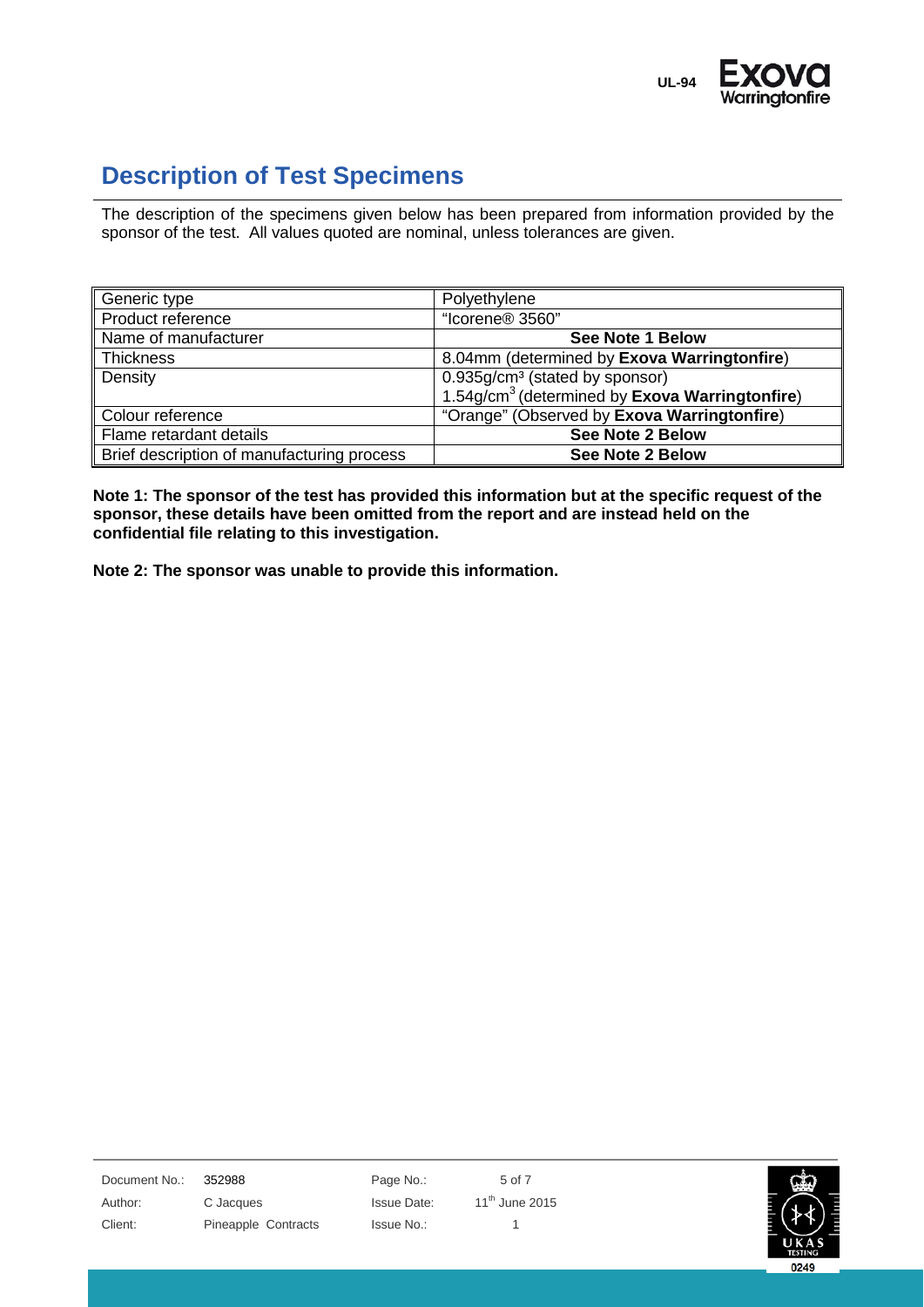## Description of Test Specimens

The description of the specimens given below has been prepared from information provided by the sponsor of the test. All values quoted are nominal, unless tolerances are given.

| Generic type | Polyethylene |
|---|---|
| Product reference | "Icorene® 3560" |
| Name of manufacturer | **See Note 1 Below** |
| Thickness | 8.04mm (determined by **Exova Warringtonfire**) |
| Density | $0.935g/cm^3$ (stated by sponsor)<br>$1.54g/cm^3$ (determined by **Exova Warringtonfire**) |
| Colour reference | "Orange" (Observed by **Exova Warringtonfire**) |
| Flame retardant details | **See Note 2 Below** |
| Brief description of manufacturing process | **See Note 2 Below** |

**Note 1: The sponsor of the test has provided this information but at the specific request of the sponsor, these details have been omitted from the report and are instead held on the confidential file relating to this investigation.**

**Note 2: The sponsor was unable to provide this information.**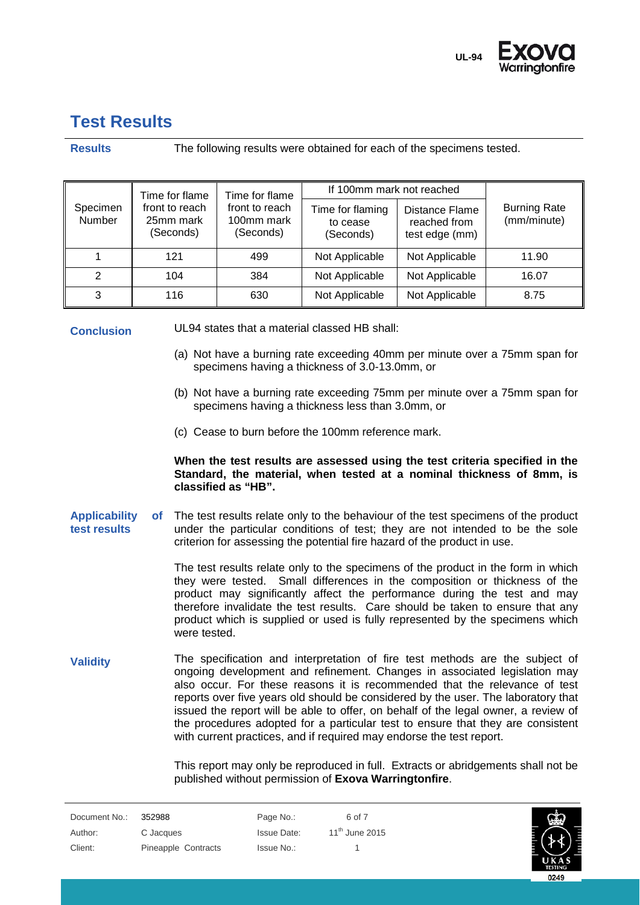# Test Results

**Results**

The following results were obtained for each of the specimens tested.

| Specimen Number | Time for flame front to reach 25mm mark (Seconds) | Time for flame front to reach 100mm mark (Seconds) | If 100mm mark not reached | | Burning Rate (mm/minute) |
|---|---|---|---|---|---|
| | | | Time for flaming to cease (Seconds) | Distance Flame reached from test edge (mm) | |
| 1 | 121 | 499 | Not Applicable | Not Applicable | 11.90 |
| 2 | 104 | 384 | Not Applicable | Not Applicable | 16.07 |
| 3 | 116 | 630 | Not Applicable | Not Applicable | 8.75 |

**Conclusion**

UL94 states that a material classed HB shall:

(a) Not have a burning rate exceeding 40mm per minute over a 75mm span for specimens having a thickness of 3.0-13.0mm, or

(b) Not have a burning rate exceeding 75mm per minute over a 75mm span for specimens having a thickness less than 3.0mm, or

(c) Cease to burn before the 100mm reference mark.

**When the test results are assessed using the test criteria specified in the Standard, the material, when tested at a nominal thickness of 8mm, is classified as "HB".**

**Applicability of test results**

The test results relate only to the behaviour of the test specimens of the product under the particular conditions of test; they are not intended to be the sole criterion for assessing the potential fire hazard of the product in use.

The test results relate only to the specimens of the product in the form in which they were tested. Small differences in the composition or thickness of the product may significantly affect the performance during the test and may therefore invalidate the test results. Care should be taken to ensure that any product which is supplied or used is fully represented by the specimens which were tested.

**Validity**

The specification and interpretation of fire test methods are the subject of ongoing development and refinement. Changes in associated legislation may also occur. For these reasons it is recommended that the relevance of test reports over five years old should be considered by the user. The laboratory that issued the report will be able to offer, on behalf of the legal owner, a review of the procedures adopted for a particular test to ensure that they are consistent with current practices, and if required may endorse the test report.

This report may only be reproduced in full. Extracts or abridgements shall not be published without permission of **Exova Warringtonfire**.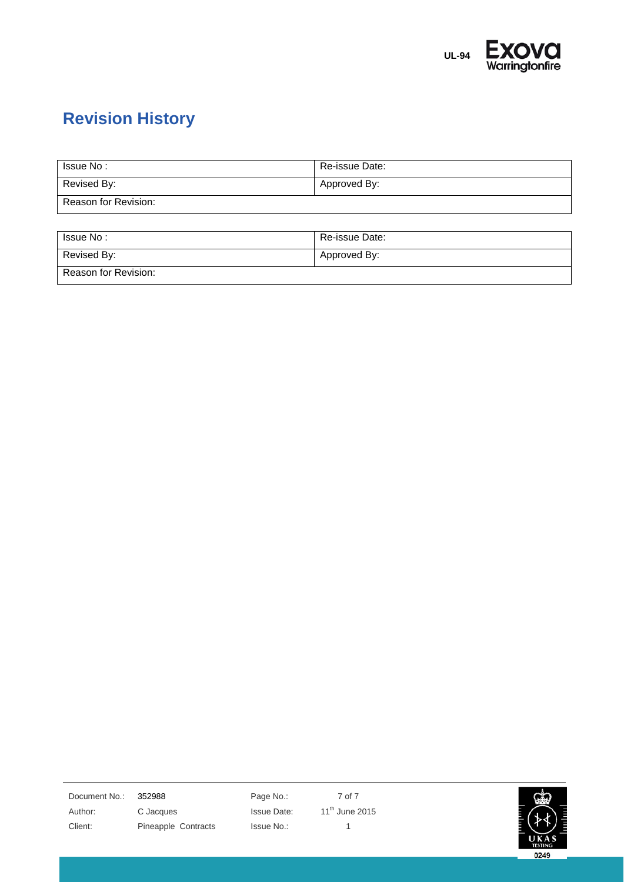# Revision History

| | |
|---|---|
| Issue No : | Re-issue Date: |
| Revised By: | Approved By: |
| Reason for Revision: | |

| | |
|---|---|
| Issue No : | Re-issue Date: |
| Revised By: | Approved By: |
| Reason for Revision: | |